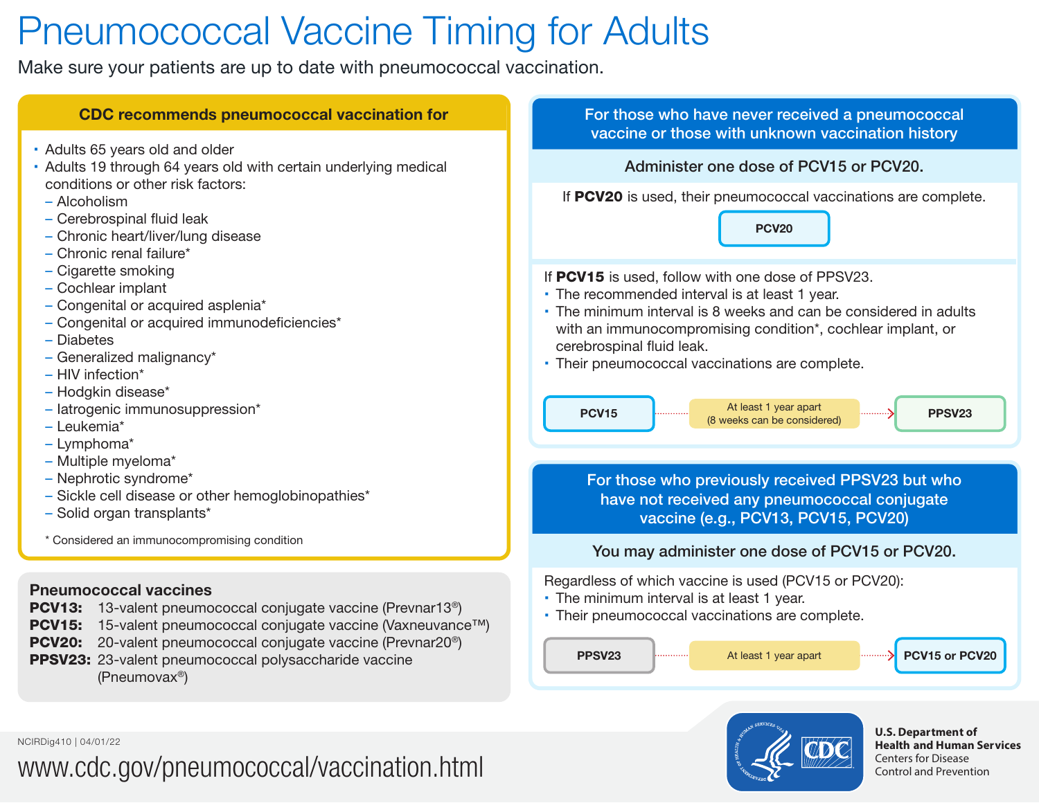# Pneumococcal Vaccine Timing for Adults

Make sure your patients are up to date with pneumococcal vaccination.

## CDC recommends pneumococcal vaccination for

- Adults 65 years old and older
- Adults 19 through 64 years old with certain underlying medical conditions or other risk factors:
  - Alcoholism
  - Cerebrospinal fluid leak
  - Chronic heart/liver/lung disease
  - Chronic renal failure*
  - Cigarette smoking
  - Cochlear implant
  - Congenital or acquired asplenia*
  - Congenital or acquired immunodeficiencies*
  - Diabetes
  - Generalized malignancy*
  - HIV infection*
  - Hodgkin disease*
  - Iatrogenic immunosuppression*
  - Leukemia*
  - Lymphoma*
  - Multiple myeloma*
  - Nephrotic syndrome*
  - Sickle cell disease or other hemoglobinopathies*
  - Solid organ transplants*

\* Considered an immunocompromising condition

## Pneumococcal vaccines

**PCV13:** 13-valent pneumococcal conjugate vaccine (Prevnar13®)
**PCV15:** 15-valent pneumococcal conjugate vaccine (Vaxneuvance™)
**PCV20:** 20-valent pneumococcal conjugate vaccine (Prevnar20®)
**PPSV23:** 23-valent pneumococcal polysaccharide vaccine (Pneumovax®)

## For those who have never received a pneumococcal vaccine or those with unknown vaccination history

**Administer one dose of PCV15 or PCV20.**

If **PCV20** is used, their pneumococcal vaccinations are complete.

PCV20

If **PCV15** is used, follow with one dose of PPSV23.

- The recommended interval is at least 1 year.
- The minimum interval is 8 weeks and can be considered in adults with an immunocompromising condition*, cochlear implant, or cerebrospinal fluid leak.
- Their pneumococcal vaccinations are complete.

PCV15 → At least 1 year apart (8 weeks can be considered) → PPSV23

## For those who previously received PPSV23 but who have not received any pneumococcal conjugate vaccine (e.g., PCV13, PCV15, PCV20)

**You may administer one dose of PCV15 or PCV20.**

Regardless of which vaccine is used (PCV15 or PCV20):

- The minimum interval is at least 1 year.
- Their pneumococcal vaccinations are complete.

PPSV23 → At least 1 year apart → PCV15 or PCV20

NCIRDig410 | 04/01/22

www.cdc.gov/pneumococcal/vaccination.html

U.S. Department of Health and Human Services
Centers for Disease Control and Prevention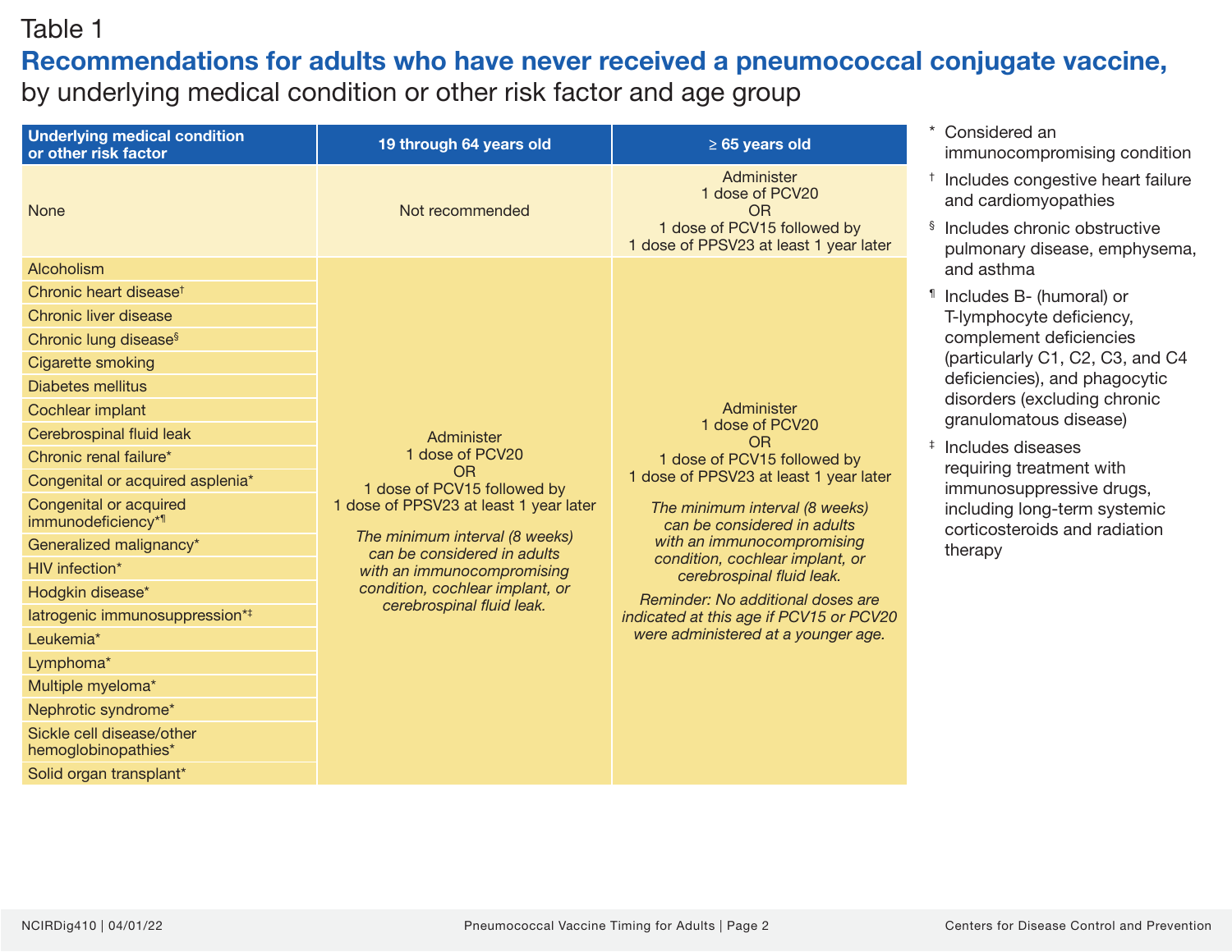Table 1

## Recommendations for adults who have never received a pneumococcal conjugate vaccine, by underlying medical condition or other risk factor and age group

| Underlying medical condition or other risk factor | 19 through 64 years old | ≥ 65 years old |
|---|---|---|
| None | Not recommended | Administer 1 dose of PCV20 OR 1 dose of PCV15 followed by 1 dose of PPSV23 at least 1 year later |
| Alcoholism<br>Chronic heart disease†<br>Chronic liver disease<br>Chronic lung disease§<br>Cigarette smoking<br>Diabetes mellitus<br>Cochlear implant<br>Cerebrospinal fluid leak<br>Chronic renal failure*<br>Congenital or acquired asplenia*<br>Congenital or acquired immunodeficiency*¶<br>Generalized malignancy*<br>HIV infection*<br>Hodgkin disease*<br>Iatrogenic immunosuppression*‡<br>Leukemia*<br>Lymphoma*<br>Multiple myeloma*<br>Nephrotic syndrome*<br>Sickle cell disease/other hemoglobinopathies*<br>Solid organ transplant* | Administer 1 dose of PCV20 OR 1 dose of PCV15 followed by 1 dose of PPSV23 at least 1 year later<br>*The minimum interval (8 weeks) can be considered in adults with an immunocompromising condition, cochlear implant, or cerebrospinal fluid leak.* | Administer 1 dose of PCV20 OR 1 dose of PCV15 followed by 1 dose of PPSV23 at least 1 year later<br>*The minimum interval (8 weeks) can be considered in adults with an immunocompromising condition, cochlear implant, or cerebrospinal fluid leak.*<br>*Reminder: No additional doses are indicated at this age if PCV15 or PCV20 were administered at a younger age.* |

\* Considered an immunocompromising condition

† Includes congestive heart failure and cardiomyopathies

§ Includes chronic obstructive pulmonary disease, emphysema, and asthma

¶ Includes B- (humoral) or T-lymphocyte deficiency, complement deficiencies (particularly C1, C2, C3, and C4 deficiencies), and phagocytic disorders (excluding chronic granulomatous disease)

‡ Includes diseases requiring treatment with immunosuppressive drugs, including long-term systemic corticosteroids and radiation therapy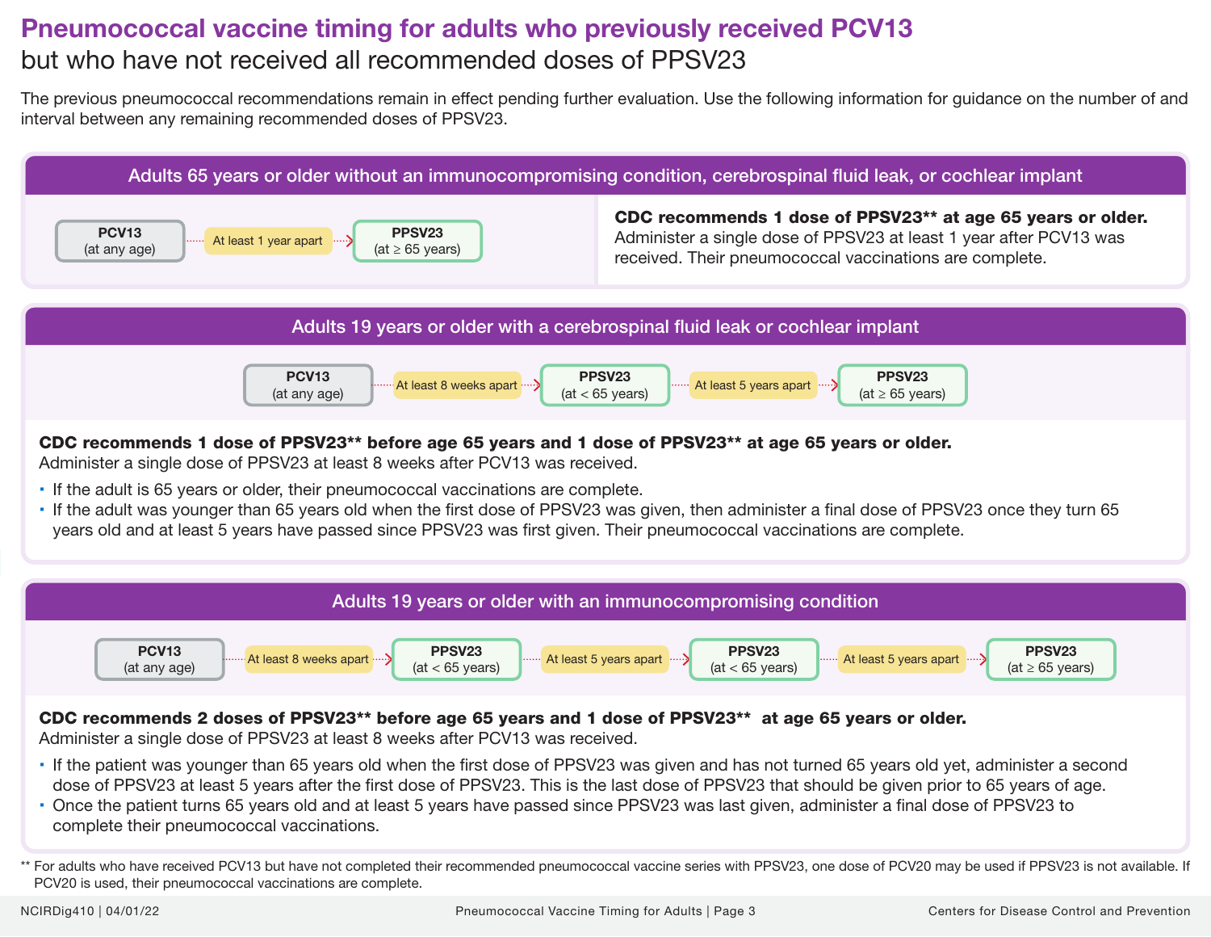# Pneumococcal vaccine timing for adults who previously received PCV13

## but who have not received all recommended doses of PPSV23

The previous pneumococcal recommendations remain in effect pending further evaluation. Use the following information for guidance on the number of and interval between any remaining recommended doses of PPSV23.

### Adults 65 years or older without an immunocompromising condition, cerebrospinal fluid leak, or cochlear implant

**PCV13** (at any age) → At least 1 year apart → **PPSV23** (at ≥ 65 years)

**CDC recommends 1 dose of PPSV23** at age 65 years or older.**
Administer a single dose of PPSV23 at least 1 year after PCV13 was received. Their pneumococcal vaccinations are complete.

### Adults 19 years or older with a cerebrospinal fluid leak or cochlear implant

**PCV13** (at any age) → At least 8 weeks apart → **PPSV23** (at < 65 years) → At least 5 years apart → **PPSV23** (at ≥ 65 years)

**CDC recommends 1 dose of PPSV23** before age 65 years and 1 dose of PPSV23** at age 65 years or older.**
Administer a single dose of PPSV23 at least 8 weeks after PCV13 was received.

- If the adult is 65 years or older, their pneumococcal vaccinations are complete.
- If the adult was younger than 65 years old when the first dose of PPSV23 was given, then administer a final dose of PPSV23 once they turn 65 years old and at least 5 years have passed since PPSV23 was first given. Their pneumococcal vaccinations are complete.

### Adults 19 years or older with an immunocompromising condition

**PCV13** (at any age) → At least 8 weeks apart → **PPSV23** (at < 65 years) → At least 5 years apart → **PPSV23** (at < 65 years) → At least 5 years apart → **PPSV23** (at ≥ 65 years)

**CDC recommends 2 doses of PPSV23** before age 65 years and 1 dose of PPSV23** at age 65 years or older.**
Administer a single dose of PPSV23 at least 8 weeks after PCV13 was received.

- If the patient was younger than 65 years old when the first dose of PPSV23 was given and has not turned 65 years old yet, administer a second dose of PPSV23 at least 5 years after the first dose of PPSV23. This is the last dose of PPSV23 that should be given prior to 65 years of age.
- Once the patient turns 65 years old and at least 5 years have passed since PPSV23 was last given, administer a final dose of PPSV23 to complete their pneumococcal vaccinations.

** For adults who have received PCV13 but have not completed their recommended pneumococcal vaccine series with PPSV23, one dose of PCV20 may be used if PPSV23 is not available. If PCV20 is used, their pneumococcal vaccinations are complete.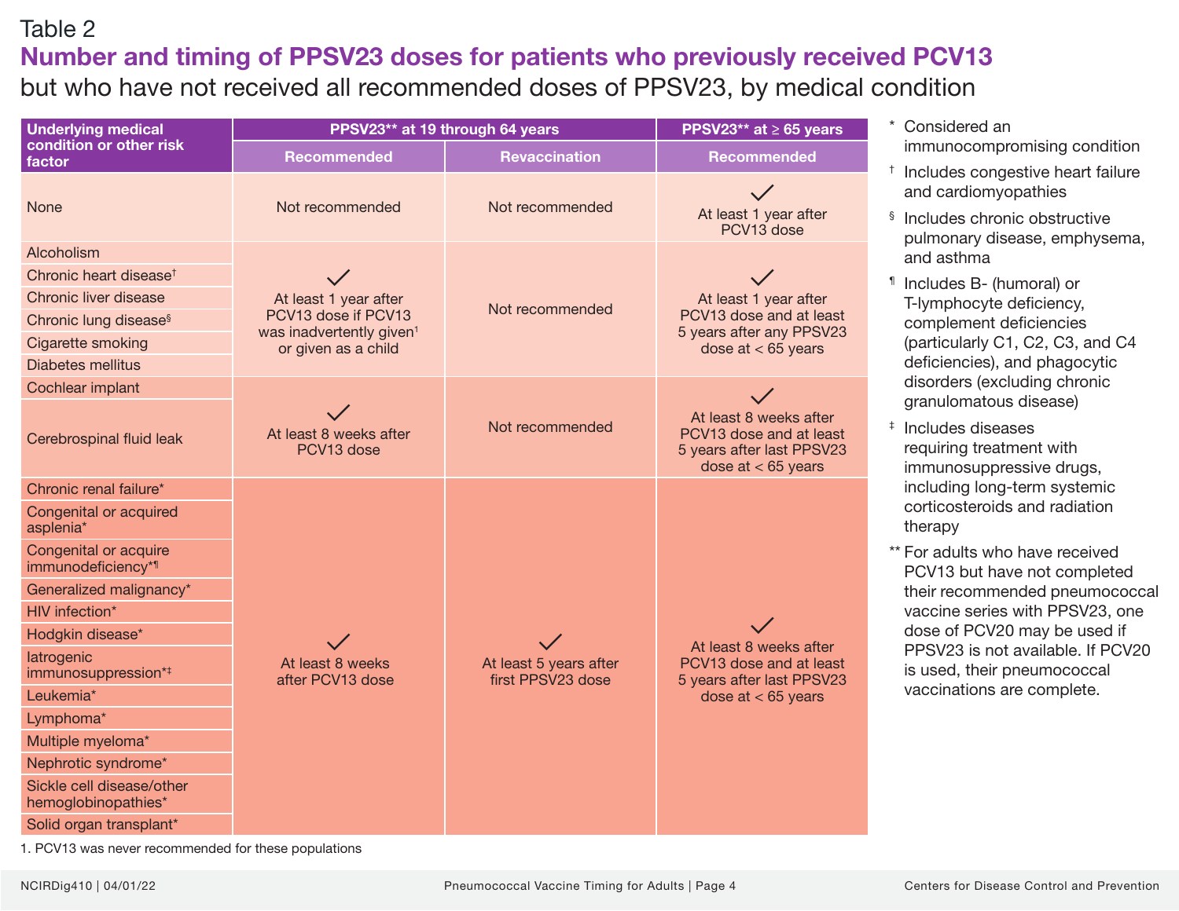Table 2

## Number and timing of PPSV23 doses for patients who previously received PCV13

but who have not received all recommended doses of PPSV23, by medical condition

| Underlying medical condition or other risk factor | PPSV23** at 19 through 64 years | | PPSV23** at ≥ 65 years |
|---|---|---|---|
| | Recommended | Revaccination | Recommended |
| None | Not recommended | Not recommended | ✓ At least 1 year after PCV13 dose |
| Alcoholism, Chronic heart disease†, Chronic liver disease, Chronic lung disease§, Cigarette smoking, Diabetes mellitus | ✓ At least 1 year after PCV13 dose if PCV13 was inadvertently given[1] or given as a child | Not recommended | ✓ At least 1 year after PCV13 dose and at least 5 years after any PPSV23 dose at < 65 years |
| Cochlear implant, Cerebrospinal fluid leak | ✓ At least 8 weeks after PCV13 dose | Not recommended | ✓ At least 8 weeks after PCV13 dose and at least 5 years after last PPSV23 dose at < 65 years |
| Chronic renal failure*, Congenital or acquired asplenia*, Congenital or acquire immunodeficiency*¶, Generalized malignancy*, HIV infection*, Hodgkin disease*, Iatrogenic immunosuppression*‡, Leukemia*, Lymphoma*, Multiple myeloma*, Nephrotic syndrome*, Sickle cell disease/other hemoglobinopathies*, Solid organ transplant* | ✓ At least 8 weeks after PCV13 dose | ✓ At least 5 years after first PPSV23 dose | ✓ At least 8 weeks after PCV13 dose and at least 5 years after last PPSV23 dose at < 65 years |

1. PCV13 was never recommended for these populations

\* Considered an immunocompromising condition

† Includes congestive heart failure and cardiomyopathies

§ Includes chronic obstructive pulmonary disease, emphysema, and asthma

¶ Includes B- (humoral) or T-lymphocyte deficiency, complement deficiencies (particularly C1, C2, C3, and C4 deficiencies), and phagocytic disorders (excluding chronic granulomatous disease)

‡ Includes diseases requiring treatment with immunosuppressive drugs, including long-term systemic corticosteroids and radiation therapy

** For adults who have received PCV13 but have not completed their recommended pneumococcal vaccine series with PPSV23, one dose of PCV20 may be used if PPSV23 is not available. If PCV20 is used, their pneumococcal vaccinations are complete.